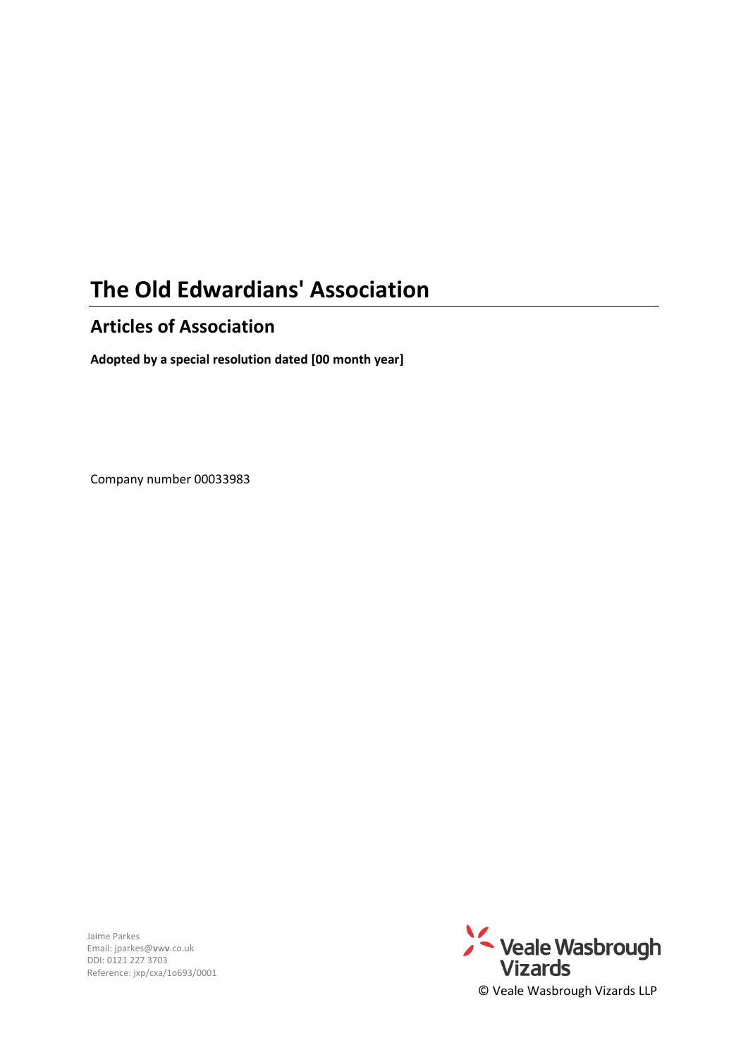# The Old Edwardians' Association

## Articles of Association

**Adopted by a special resolution dated [00 month year]**

Company number 00033983

Jaime Parkes
Email: jparkes@vwv.co.uk
DDI: 0121 227 3703
Reference: jxp/cxa/1o693/0001

Veale Wasbrough Vizards

© Veale Wasbrough Vizards LLP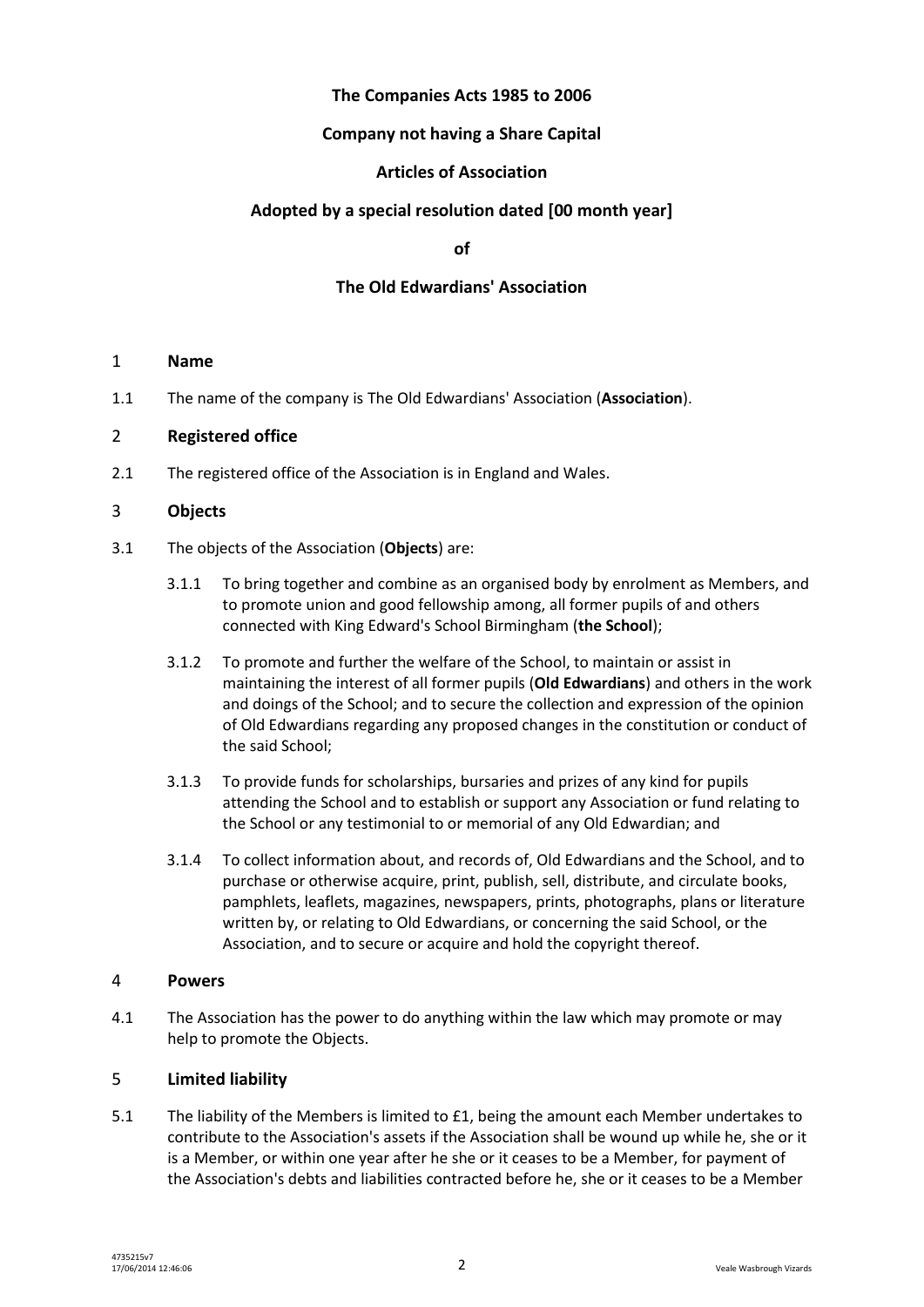**The Companies Acts 1985 to 2006**

**Company not having a Share Capital**

**Articles of Association**

**Adopted by a special resolution dated [00 month year]**

**of**

**The Old Edwardians' Association**

## 1 Name

1.1 The name of the company is The Old Edwardians' Association (**Association**).

## 2 Registered office

2.1 The registered office of the Association is in England and Wales.

## 3 Objects

3.1 The objects of the Association (**Objects**) are:

3.1.1 To bring together and combine as an organised body by enrolment as Members, and to promote union and good fellowship among, all former pupils of and others connected with King Edward's School Birmingham (**the School**);

3.1.2 To promote and further the welfare of the School, to maintain or assist in maintaining the interest of all former pupils (**Old Edwardians**) and others in the work and doings of the School; and to secure the collection and expression of the opinion of Old Edwardians regarding any proposed changes in the constitution or conduct of the said School;

3.1.3 To provide funds for scholarships, bursaries and prizes of any kind for pupils attending the School and to establish or support any Association or fund relating to the School or any testimonial to or memorial of any Old Edwardian; and

3.1.4 To collect information about, and records of, Old Edwardians and the School, and to purchase or otherwise acquire, print, publish, sell, distribute, and circulate books, pamphlets, leaflets, magazines, newspapers, prints, photographs, plans or literature written by, or relating to Old Edwardians, or concerning the said School, or the Association, and to secure or acquire and hold the copyright thereof.

## 4 Powers

4.1 The Association has the power to do anything within the law which may promote or may help to promote the Objects.

## 5 Limited liability

5.1 The liability of the Members is limited to £1, being the amount each Member undertakes to contribute to the Association's assets if the Association shall be wound up while he, she or it is a Member, or within one year after he she or it ceases to be a Member, for payment of the Association's debts and liabilities contracted before he, she or it ceases to be a Member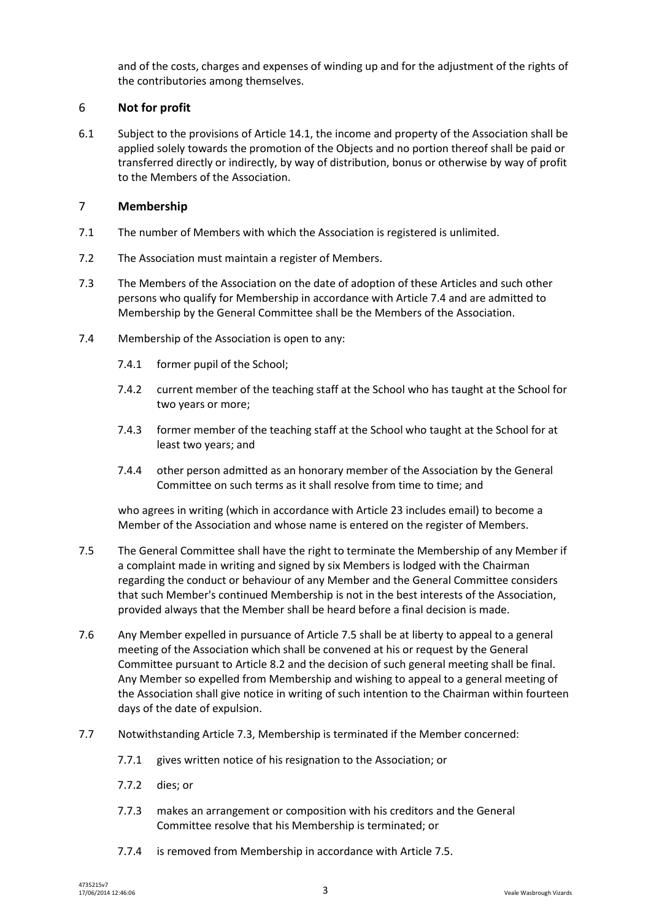and of the costs, charges and expenses of winding up and for the adjustment of the rights of the contributories among themselves.

## 6 Not for profit

6.1 Subject to the provisions of Article 14.1, the income and property of the Association shall be applied solely towards the promotion of the Objects and no portion thereof shall be paid or transferred directly or indirectly, by way of distribution, bonus or otherwise by way of profit to the Members of the Association.

## 7 Membership

7.1 The number of Members with which the Association is registered is unlimited.

7.2 The Association must maintain a register of Members.

7.3 The Members of the Association on the date of adoption of these Articles and such other persons who qualify for Membership in accordance with Article 7.4 and are admitted to Membership by the General Committee shall be the Members of the Association.

7.4 Membership of the Association is open to any:

7.4.1 former pupil of the School;

7.4.2 current member of the teaching staff at the School who has taught at the School for two years or more;

7.4.3 former member of the teaching staff at the School who taught at the School for at least two years; and

7.4.4 other person admitted as an honorary member of the Association by the General Committee on such terms as it shall resolve from time to time; and

who agrees in writing (which in accordance with Article 23 includes email) to become a Member of the Association and whose name is entered on the register of Members.

7.5 The General Committee shall have the right to terminate the Membership of any Member if a complaint made in writing and signed by six Members is lodged with the Chairman regarding the conduct or behaviour of any Member and the General Committee considers that such Member's continued Membership is not in the best interests of the Association, provided always that the Member shall be heard before a final decision is made.

7.6 Any Member expelled in pursuance of Article 7.5 shall be at liberty to appeal to a general meeting of the Association which shall be convened at his or request by the General Committee pursuant to Article 8.2 and the decision of such general meeting shall be final. Any Member so expelled from Membership and wishing to appeal to a general meeting of the Association shall give notice in writing of such intention to the Chairman within fourteen days of the date of expulsion.

7.7 Notwithstanding Article 7.3, Membership is terminated if the Member concerned:

7.7.1 gives written notice of his resignation to the Association; or

7.7.2 dies; or

7.7.3 makes an arrangement or composition with his creditors and the General Committee resolve that his Membership is terminated; or

7.7.4 is removed from Membership in accordance with Article 7.5.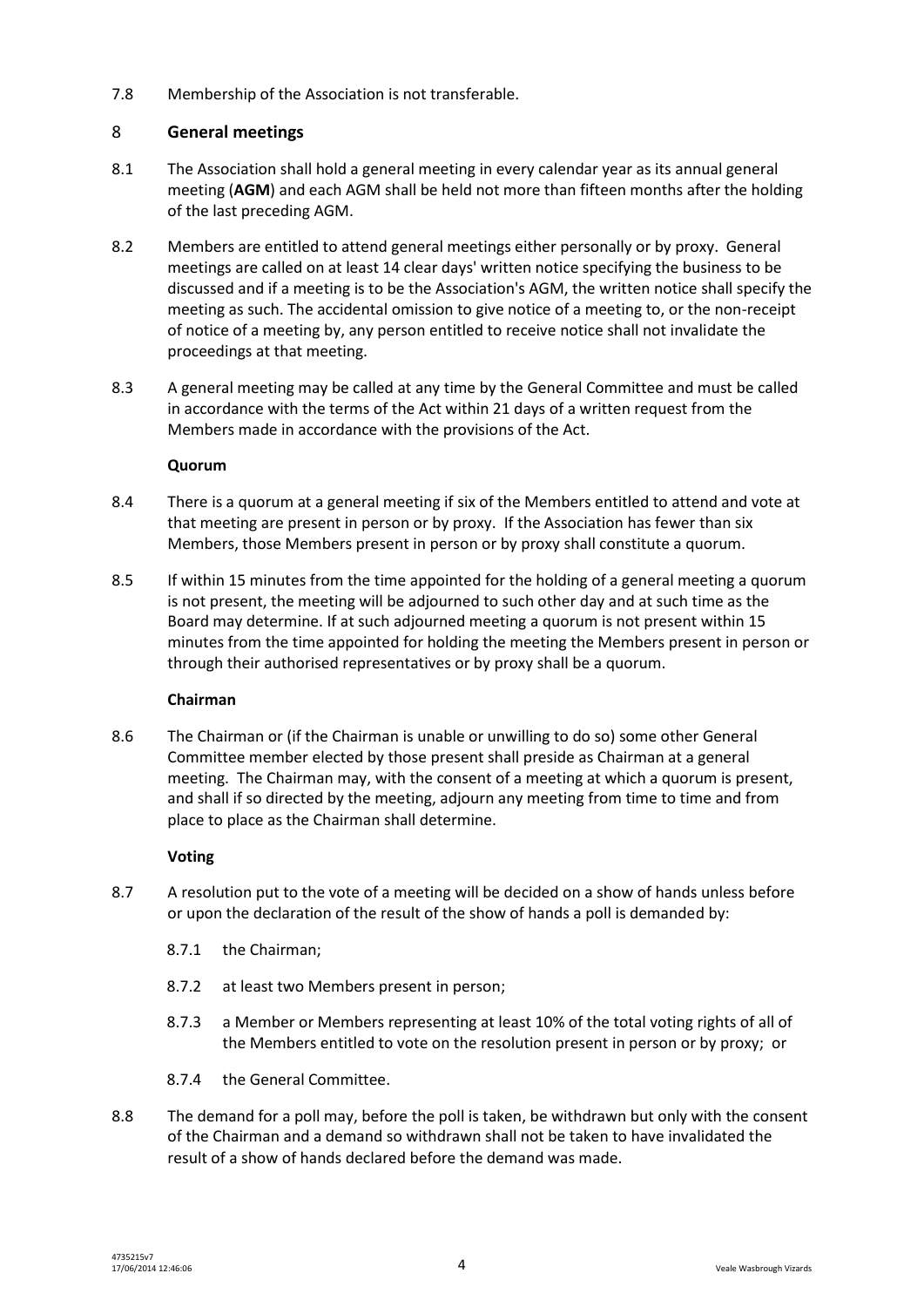7.8 Membership of the Association is not transferable.

## 8 General meetings

8.1 The Association shall hold a general meeting in every calendar year as its annual general meeting (**AGM**) and each AGM shall be held not more than fifteen months after the holding of the last preceding AGM.

8.2 Members are entitled to attend general meetings either personally or by proxy. General meetings are called on at least 14 clear days' written notice specifying the business to be discussed and if a meeting is to be the Association's AGM, the written notice shall specify the meeting as such. The accidental omission to give notice of a meeting to, or the non-receipt of notice of a meeting by, any person entitled to receive notice shall not invalidate the proceedings at that meeting.

8.3 A general meeting may be called at any time by the General Committee and must be called in accordance with the terms of the Act within 21 days of a written request from the Members made in accordance with the provisions of the Act.

### Quorum

8.4 There is a quorum at a general meeting if six of the Members entitled to attend and vote at that meeting are present in person or by proxy. If the Association has fewer than six Members, those Members present in person or by proxy shall constitute a quorum.

8.5 If within 15 minutes from the time appointed for the holding of a general meeting a quorum is not present, the meeting will be adjourned to such other day and at such time as the Board may determine. If at such adjourned meeting a quorum is not present within 15 minutes from the time appointed for holding the meeting the Members present in person or through their authorised representatives or by proxy shall be a quorum.

### Chairman

8.6 The Chairman or (if the Chairman is unable or unwilling to do so) some other General Committee member elected by those present shall preside as Chairman at a general meeting. The Chairman may, with the consent of a meeting at which a quorum is present, and shall if so directed by the meeting, adjourn any meeting from time to time and from place to place as the Chairman shall determine.

### Voting

8.7 A resolution put to the vote of a meeting will be decided on a show of hands unless before or upon the declaration of the result of the show of hands a poll is demanded by:

8.7.1 the Chairman;

8.7.2 at least two Members present in person;

8.7.3 a Member or Members representing at least 10% of the total voting rights of all of the Members entitled to vote on the resolution present in person or by proxy; or

8.7.4 the General Committee.

8.8 The demand for a poll may, before the poll is taken, be withdrawn but only with the consent of the Chairman and a demand so withdrawn shall not be taken to have invalidated the result of a show of hands declared before the demand was made.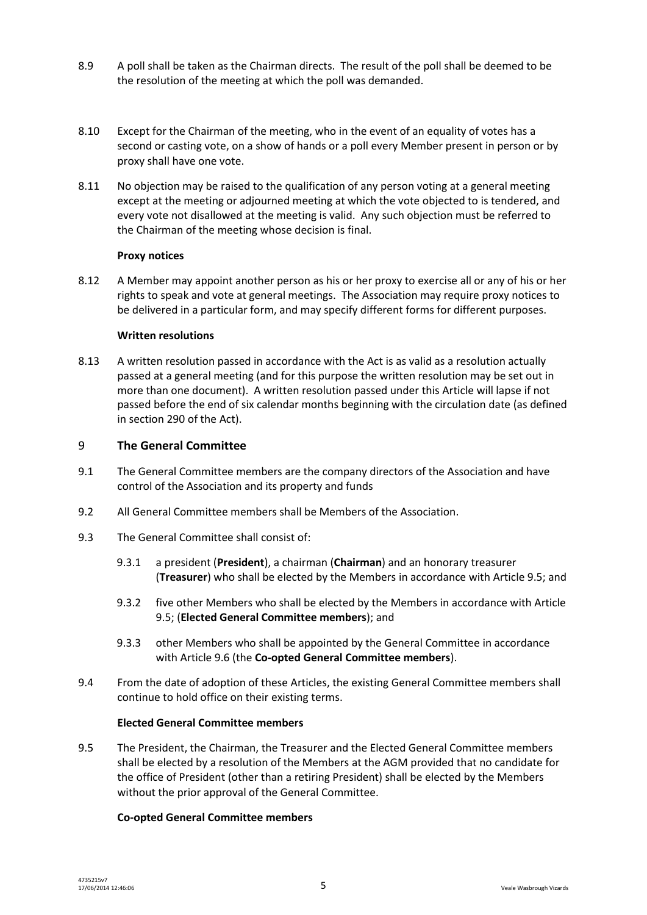8.9 A poll shall be taken as the Chairman directs. The result of the poll shall be deemed to be the resolution of the meeting at which the poll was demanded.

8.10 Except for the Chairman of the meeting, who in the event of an equality of votes has a second or casting vote, on a show of hands or a poll every Member present in person or by proxy shall have one vote.

8.11 No objection may be raised to the qualification of any person voting at a general meeting except at the meeting or adjourned meeting at which the vote objected to is tendered, and every vote not disallowed at the meeting is valid. Any such objection must be referred to the Chairman of the meeting whose decision is final.

**Proxy notices**

8.12 A Member may appoint another person as his or her proxy to exercise all or any of his or her rights to speak and vote at general meetings. The Association may require proxy notices to be delivered in a particular form, and may specify different forms for different purposes.

**Written resolutions**

8.13 A written resolution passed in accordance with the Act is as valid as a resolution actually passed at a general meeting (and for this purpose the written resolution may be set out in more than one document). A written resolution passed under this Article will lapse if not passed before the end of six calendar months beginning with the circulation date (as defined in section 290 of the Act).

## 9 The General Committee

9.1 The General Committee members are the company directors of the Association and have control of the Association and its property and funds

9.2 All General Committee members shall be Members of the Association.

9.3 The General Committee shall consist of:

9.3.1 a president (**President**), a chairman (**Chairman**) and an honorary treasurer (**Treasurer**) who shall be elected by the Members in accordance with Article 9.5; and

9.3.2 five other Members who shall be elected by the Members in accordance with Article 9.5; (**Elected General Committee members**); and

9.3.3 other Members who shall be appointed by the General Committee in accordance with Article 9.6 (the **Co-opted General Committee members**).

9.4 From the date of adoption of these Articles, the existing General Committee members shall continue to hold office on their existing terms.

**Elected General Committee members**

9.5 The President, the Chairman, the Treasurer and the Elected General Committee members shall be elected by a resolution of the Members at the AGM provided that no candidate for the office of President (other than a retiring President) shall be elected by the Members without the prior approval of the General Committee.

**Co-opted General Committee members**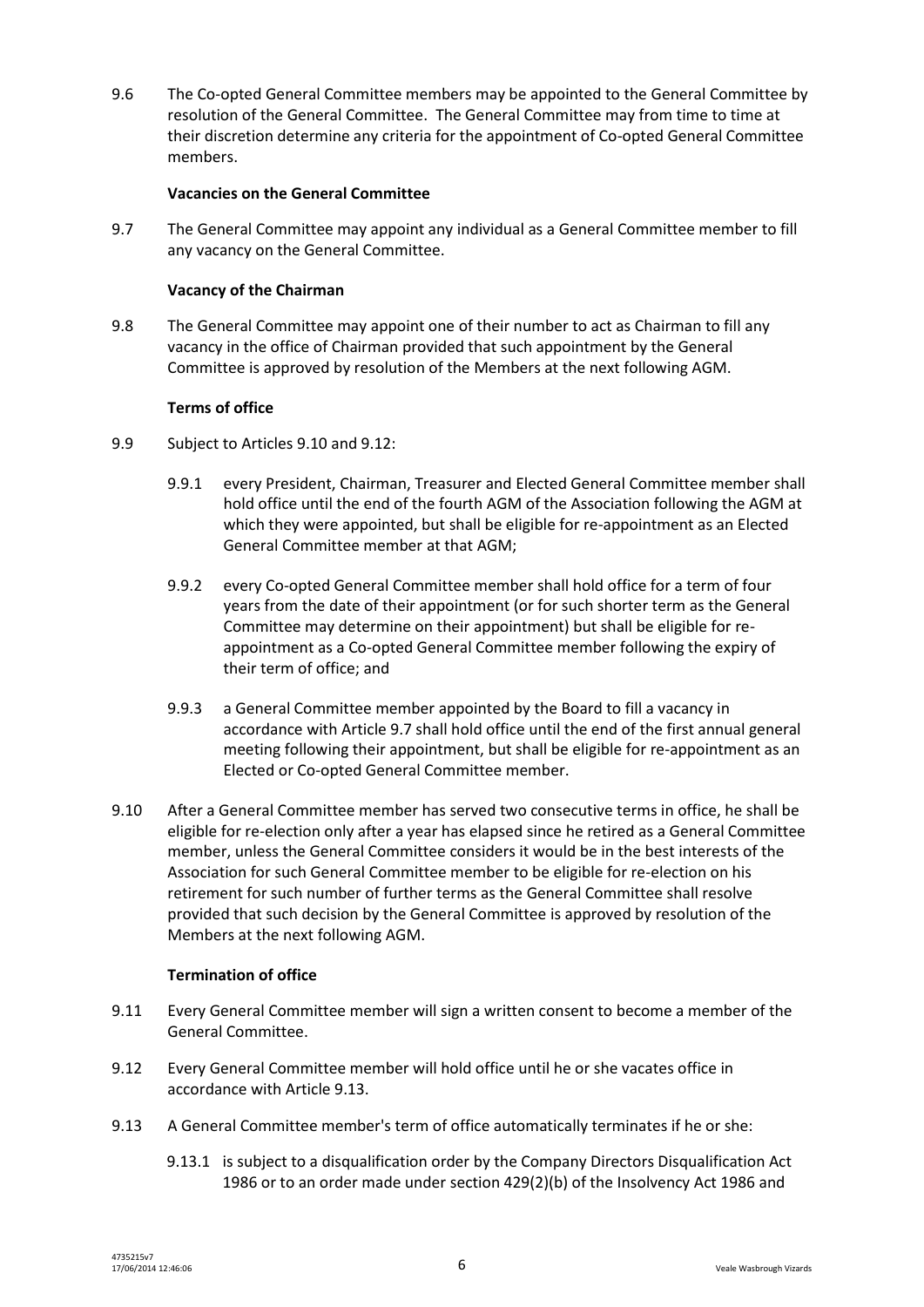9.6 The Co-opted General Committee members may be appointed to the General Committee by resolution of the General Committee. The General Committee may from time to time at their discretion determine any criteria for the appointment of Co-opted General Committee members.

**Vacancies on the General Committee**

9.7 The General Committee may appoint any individual as a General Committee member to fill any vacancy on the General Committee.

**Vacancy of the Chairman**

9.8 The General Committee may appoint one of their number to act as Chairman to fill any vacancy in the office of Chairman provided that such appointment by the General Committee is approved by resolution of the Members at the next following AGM.

**Terms of office**

9.9 Subject to Articles 9.10 and 9.12:

9.9.1 every President, Chairman, Treasurer and Elected General Committee member shall hold office until the end of the fourth AGM of the Association following the AGM at which they were appointed, but shall be eligible for re-appointment as an Elected General Committee member at that AGM;

9.9.2 every Co-opted General Committee member shall hold office for a term of four years from the date of their appointment (or for such shorter term as the General Committee may determine on their appointment) but shall be eligible for re-appointment as a Co-opted General Committee member following the expiry of their term of office; and

9.9.3 a General Committee member appointed by the Board to fill a vacancy in accordance with Article 9.7 shall hold office until the end of the first annual general meeting following their appointment, but shall be eligible for re-appointment as an Elected or Co-opted General Committee member.

9.10 After a General Committee member has served two consecutive terms in office, he shall be eligible for re-election only after a year has elapsed since he retired as a General Committee member, unless the General Committee considers it would be in the best interests of the Association for such General Committee member to be eligible for re-election on his retirement for such number of further terms as the General Committee shall resolve provided that such decision by the General Committee is approved by resolution of the Members at the next following AGM.

**Termination of office**

9.11 Every General Committee member will sign a written consent to become a member of the General Committee.

9.12 Every General Committee member will hold office until he or she vacates office in accordance with Article 9.13.

9.13 A General Committee member's term of office automatically terminates if he or she:

9.13.1 is subject to a disqualification order by the Company Directors Disqualification Act 1986 or to an order made under section 429(2)(b) of the Insolvency Act 1986 and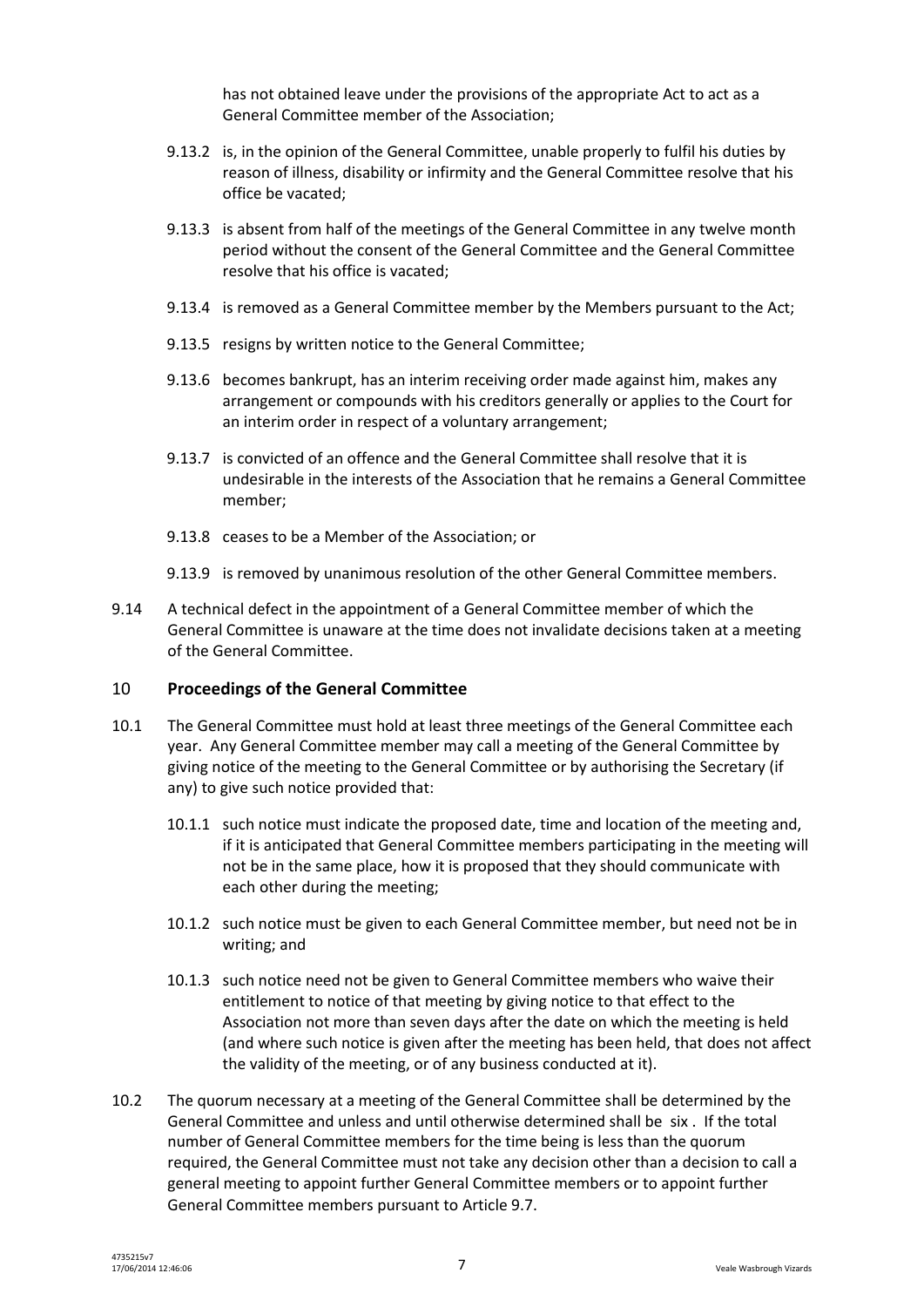has not obtained leave under the provisions of the appropriate Act to act as a General Committee member of the Association;

9.13.2 is, in the opinion of the General Committee, unable properly to fulfil his duties by reason of illness, disability or infirmity and the General Committee resolve that his office be vacated;

9.13.3 is absent from half of the meetings of the General Committee in any twelve month period without the consent of the General Committee and the General Committee resolve that his office is vacated;

9.13.4 is removed as a General Committee member by the Members pursuant to the Act;

9.13.5 resigns by written notice to the General Committee;

9.13.6 becomes bankrupt, has an interim receiving order made against him, makes any arrangement or compounds with his creditors generally or applies to the Court for an interim order in respect of a voluntary arrangement;

9.13.7 is convicted of an offence and the General Committee shall resolve that it is undesirable in the interests of the Association that he remains a General Committee member;

9.13.8 ceases to be a Member of the Association; or

9.13.9 is removed by unanimous resolution of the other General Committee members.

9.14 A technical defect in the appointment of a General Committee member of which the General Committee is unaware at the time does not invalidate decisions taken at a meeting of the General Committee.

## 10 Proceedings of the General Committee

10.1 The General Committee must hold at least three meetings of the General Committee each year. Any General Committee member may call a meeting of the General Committee by giving notice of the meeting to the General Committee or by authorising the Secretary (if any) to give such notice provided that:

10.1.1 such notice must indicate the proposed date, time and location of the meeting and, if it is anticipated that General Committee members participating in the meeting will not be in the same place, how it is proposed that they should communicate with each other during the meeting;

10.1.2 such notice must be given to each General Committee member, but need not be in writing; and

10.1.3 such notice need not be given to General Committee members who waive their entitlement to notice of that meeting by giving notice to that effect to the Association not more than seven days after the date on which the meeting is held (and where such notice is given after the meeting has been held, that does not affect the validity of the meeting, or of any business conducted at it).

10.2 The quorum necessary at a meeting of the General Committee shall be determined by the General Committee and unless and until otherwise determined shall be six . If the total number of General Committee members for the time being is less than the quorum required, the General Committee must not take any decision other than a decision to call a general meeting to appoint further General Committee members or to appoint further General Committee members pursuant to Article 9.7.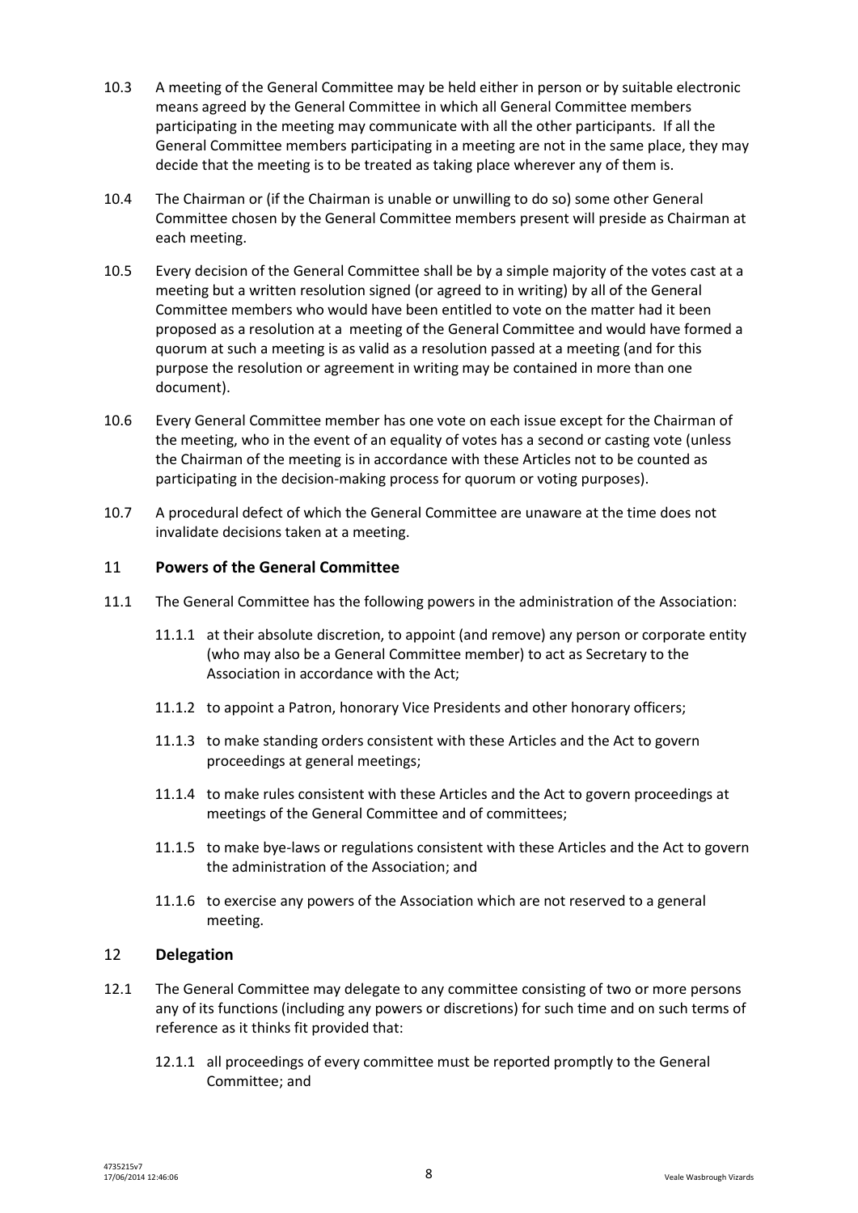10.3 A meeting of the General Committee may be held either in person or by suitable electronic means agreed by the General Committee in which all General Committee members participating in the meeting may communicate with all the other participants. If all the General Committee members participating in a meeting are not in the same place, they may decide that the meeting is to be treated as taking place wherever any of them is.

10.4 The Chairman or (if the Chairman is unable or unwilling to do so) some other General Committee chosen by the General Committee members present will preside as Chairman at each meeting.

10.5 Every decision of the General Committee shall be by a simple majority of the votes cast at a meeting but a written resolution signed (or agreed to in writing) by all of the General Committee members who would have been entitled to vote on the matter had it been proposed as a resolution at a meeting of the General Committee and would have formed a quorum at such a meeting is as valid as a resolution passed at a meeting (and for this purpose the resolution or agreement in writing may be contained in more than one document).

10.6 Every General Committee member has one vote on each issue except for the Chairman of the meeting, who in the event of an equality of votes has a second or casting vote (unless the Chairman of the meeting is in accordance with these Articles not to be counted as participating in the decision-making process for quorum or voting purposes).

10.7 A procedural defect of which the General Committee are unaware at the time does not invalidate decisions taken at a meeting.

## 11 Powers of the General Committee

11.1 The General Committee has the following powers in the administration of the Association:

11.1.1 at their absolute discretion, to appoint (and remove) any person or corporate entity (who may also be a General Committee member) to act as Secretary to the Association in accordance with the Act;

11.1.2 to appoint a Patron, honorary Vice Presidents and other honorary officers;

11.1.3 to make standing orders consistent with these Articles and the Act to govern proceedings at general meetings;

11.1.4 to make rules consistent with these Articles and the Act to govern proceedings at meetings of the General Committee and of committees;

11.1.5 to make bye-laws or regulations consistent with these Articles and the Act to govern the administration of the Association; and

11.1.6 to exercise any powers of the Association which are not reserved to a general meeting.

## 12 Delegation

12.1 The General Committee may delegate to any committee consisting of two or more persons any of its functions (including any powers or discretions) for such time and on such terms of reference as it thinks fit provided that:

12.1.1 all proceedings of every committee must be reported promptly to the General Committee; and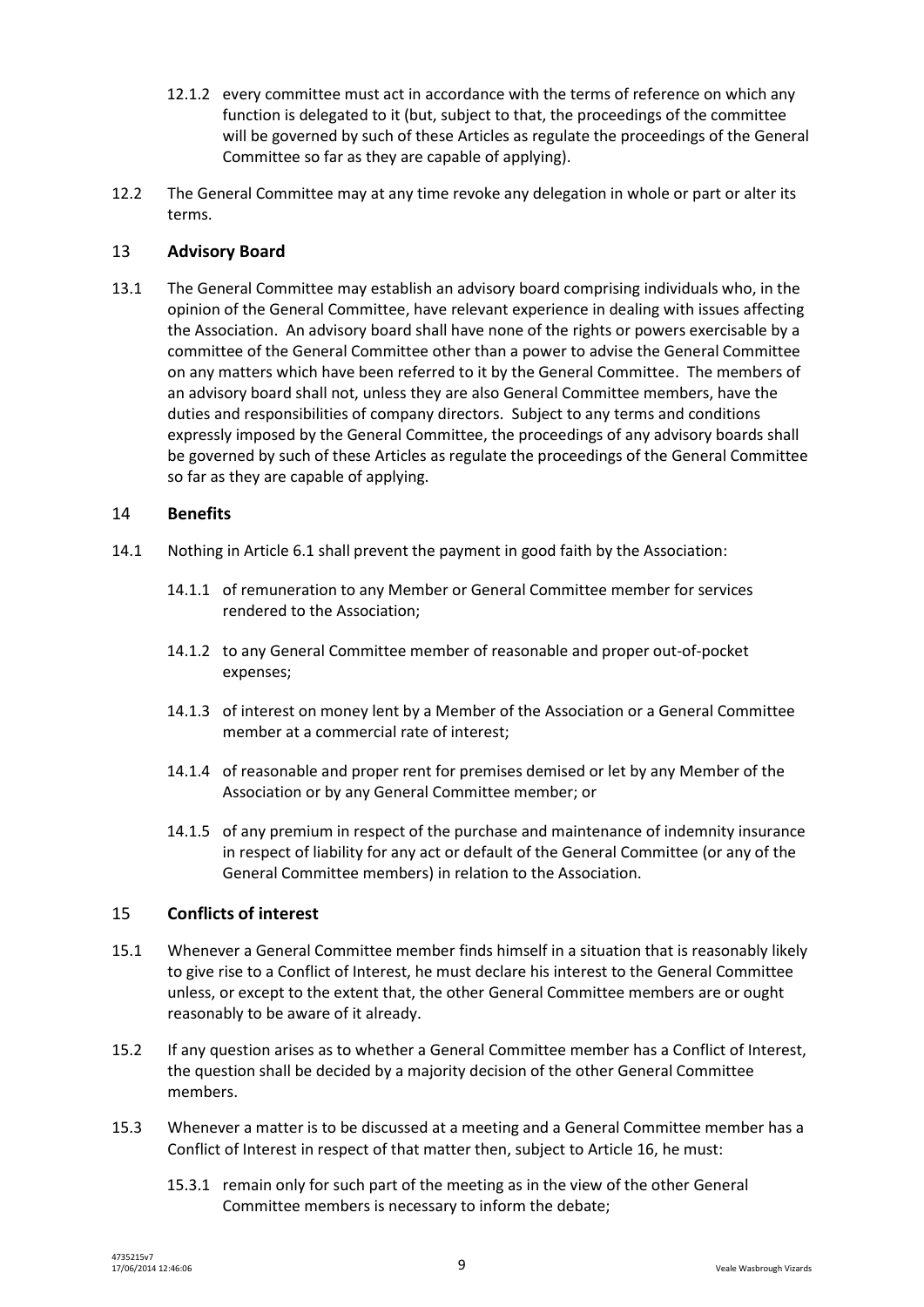12.1.2 every committee must act in accordance with the terms of reference on which any function is delegated to it (but, subject to that, the proceedings of the committee will be governed by such of these Articles as regulate the proceedings of the General Committee so far as they are capable of applying).

12.2 The General Committee may at any time revoke any delegation in whole or part or alter its terms.

## 13 Advisory Board

13.1 The General Committee may establish an advisory board comprising individuals who, in the opinion of the General Committee, have relevant experience in dealing with issues affecting the Association. An advisory board shall have none of the rights or powers exercisable by a committee of the General Committee other than a power to advise the General Committee on any matters which have been referred to it by the General Committee. The members of an advisory board shall not, unless they are also General Committee members, have the duties and responsibilities of company directors. Subject to any terms and conditions expressly imposed by the General Committee, the proceedings of any advisory boards shall be governed by such of these Articles as regulate the proceedings of the General Committee so far as they are capable of applying.

## 14 Benefits

14.1 Nothing in Article 6.1 shall prevent the payment in good faith by the Association:

14.1.1 of remuneration to any Member or General Committee member for services rendered to the Association;

14.1.2 to any General Committee member of reasonable and proper out-of-pocket expenses;

14.1.3 of interest on money lent by a Member of the Association or a General Committee member at a commercial rate of interest;

14.1.4 of reasonable and proper rent for premises demised or let by any Member of the Association or by any General Committee member; or

14.1.5 of any premium in respect of the purchase and maintenance of indemnity insurance in respect of liability for any act or default of the General Committee (or any of the General Committee members) in relation to the Association.

## 15 Conflicts of interest

15.1 Whenever a General Committee member finds himself in a situation that is reasonably likely to give rise to a Conflict of Interest, he must declare his interest to the General Committee unless, or except to the extent that, the other General Committee members are or ought reasonably to be aware of it already.

15.2 If any question arises as to whether a General Committee member has a Conflict of Interest, the question shall be decided by a majority decision of the other General Committee members.

15.3 Whenever a matter is to be discussed at a meeting and a General Committee member has a Conflict of Interest in respect of that matter then, subject to Article 16, he must:

15.3.1 remain only for such part of the meeting as in the view of the other General Committee members is necessary to inform the debate;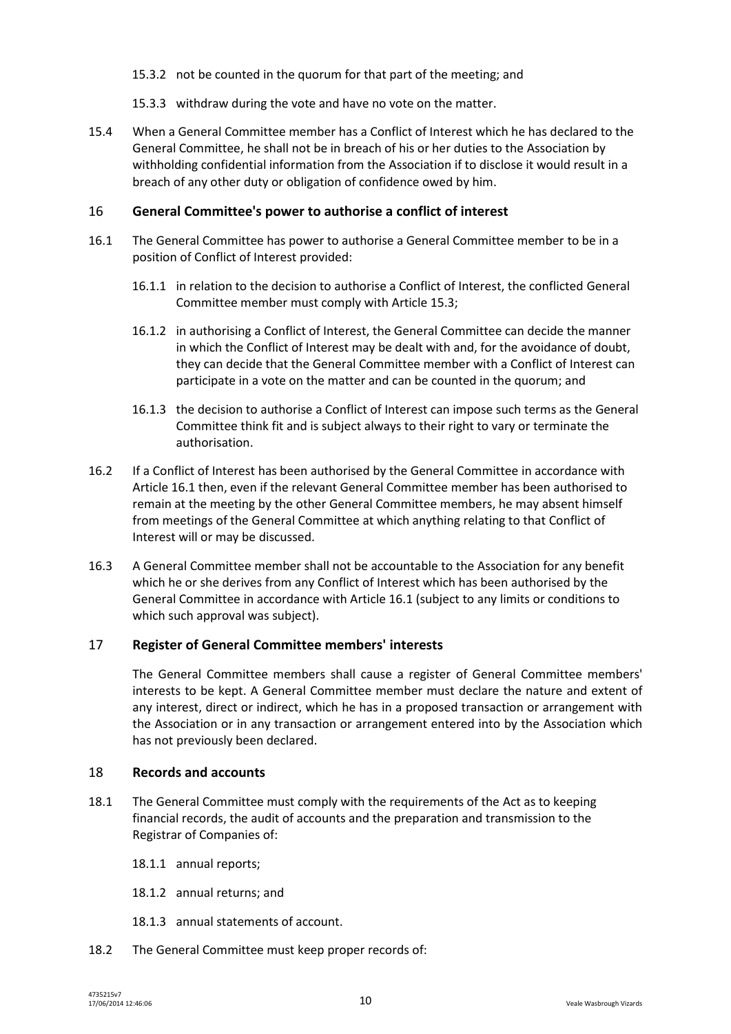15.3.2 not be counted in the quorum for that part of the meeting; and

15.3.3 withdraw during the vote and have no vote on the matter.

15.4 When a General Committee member has a Conflict of Interest which he has declared to the General Committee, he shall not be in breach of his or her duties to the Association by withholding confidential information from the Association if to disclose it would result in a breach of any other duty or obligation of confidence owed by him.

## 16 General Committee's power to authorise a conflict of interest

16.1 The General Committee has power to authorise a General Committee member to be in a position of Conflict of Interest provided:

16.1.1 in relation to the decision to authorise a Conflict of Interest, the conflicted General Committee member must comply with Article 15.3;

16.1.2 in authorising a Conflict of Interest, the General Committee can decide the manner in which the Conflict of Interest may be dealt with and, for the avoidance of doubt, they can decide that the General Committee member with a Conflict of Interest can participate in a vote on the matter and can be counted in the quorum; and

16.1.3 the decision to authorise a Conflict of Interest can impose such terms as the General Committee think fit and is subject always to their right to vary or terminate the authorisation.

16.2 If a Conflict of Interest has been authorised by the General Committee in accordance with Article 16.1 then, even if the relevant General Committee member has been authorised to remain at the meeting by the other General Committee members, he may absent himself from meetings of the General Committee at which anything relating to that Conflict of Interest will or may be discussed.

16.3 A General Committee member shall not be accountable to the Association for any benefit which he or she derives from any Conflict of Interest which has been authorised by the General Committee in accordance with Article 16.1 (subject to any limits or conditions to which such approval was subject).

## 17 Register of General Committee members' interests

The General Committee members shall cause a register of General Committee members' interests to be kept. A General Committee member must declare the nature and extent of any interest, direct or indirect, which he has in a proposed transaction or arrangement with the Association or in any transaction or arrangement entered into by the Association which has not previously been declared.

## 18 Records and accounts

18.1 The General Committee must comply with the requirements of the Act as to keeping financial records, the audit of accounts and the preparation and transmission to the Registrar of Companies of:

18.1.1 annual reports;

18.1.2 annual returns; and

18.1.3 annual statements of account.

18.2 The General Committee must keep proper records of: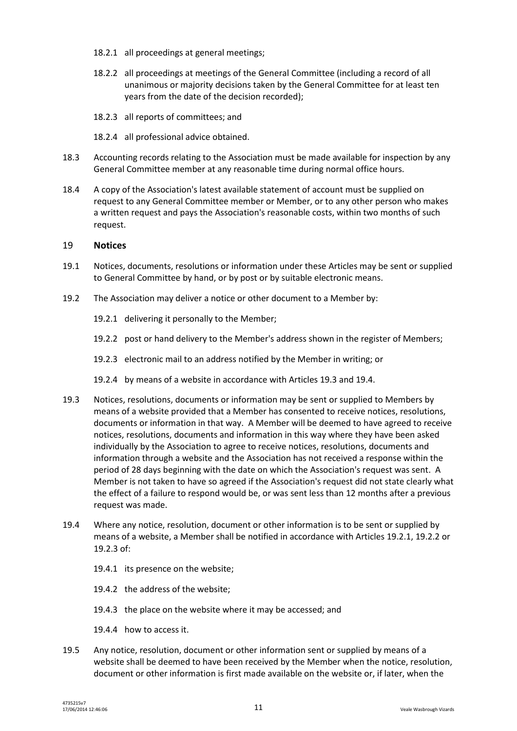18.2.1 all proceedings at general meetings;

18.2.2 all proceedings at meetings of the General Committee (including a record of all unanimous or majority decisions taken by the General Committee for at least ten years from the date of the decision recorded);

18.2.3 all reports of committees; and

18.2.4 all professional advice obtained.

18.3 Accounting records relating to the Association must be made available for inspection by any General Committee member at any reasonable time during normal office hours.

18.4 A copy of the Association's latest available statement of account must be supplied on request to any General Committee member or Member, or to any other person who makes a written request and pays the Association's reasonable costs, within two months of such request.

## 19 Notices

19.1 Notices, documents, resolutions or information under these Articles may be sent or supplied to General Committee by hand, or by post or by suitable electronic means.

19.2 The Association may deliver a notice or other document to a Member by:

19.2.1 delivering it personally to the Member;

19.2.2 post or hand delivery to the Member's address shown in the register of Members;

19.2.3 electronic mail to an address notified by the Member in writing; or

19.2.4 by means of a website in accordance with Articles 19.3 and 19.4.

19.3 Notices, resolutions, documents or information may be sent or supplied to Members by means of a website provided that a Member has consented to receive notices, resolutions, documents or information in that way. A Member will be deemed to have agreed to receive notices, resolutions, documents and information in this way where they have been asked individually by the Association to agree to receive notices, resolutions, documents and information through a website and the Association has not received a response within the period of 28 days beginning with the date on which the Association's request was sent. A Member is not taken to have so agreed if the Association's request did not state clearly what the effect of a failure to respond would be, or was sent less than 12 months after a previous request was made.

19.4 Where any notice, resolution, document or other information is to be sent or supplied by means of a website, a Member shall be notified in accordance with Articles 19.2.1, 19.2.2 or 19.2.3 of:

19.4.1 its presence on the website;

19.4.2 the address of the website;

19.4.3 the place on the website where it may be accessed; and

19.4.4 how to access it.

19.5 Any notice, resolution, document or other information sent or supplied by means of a website shall be deemed to have been received by the Member when the notice, resolution, document or other information is first made available on the website or, if later, when the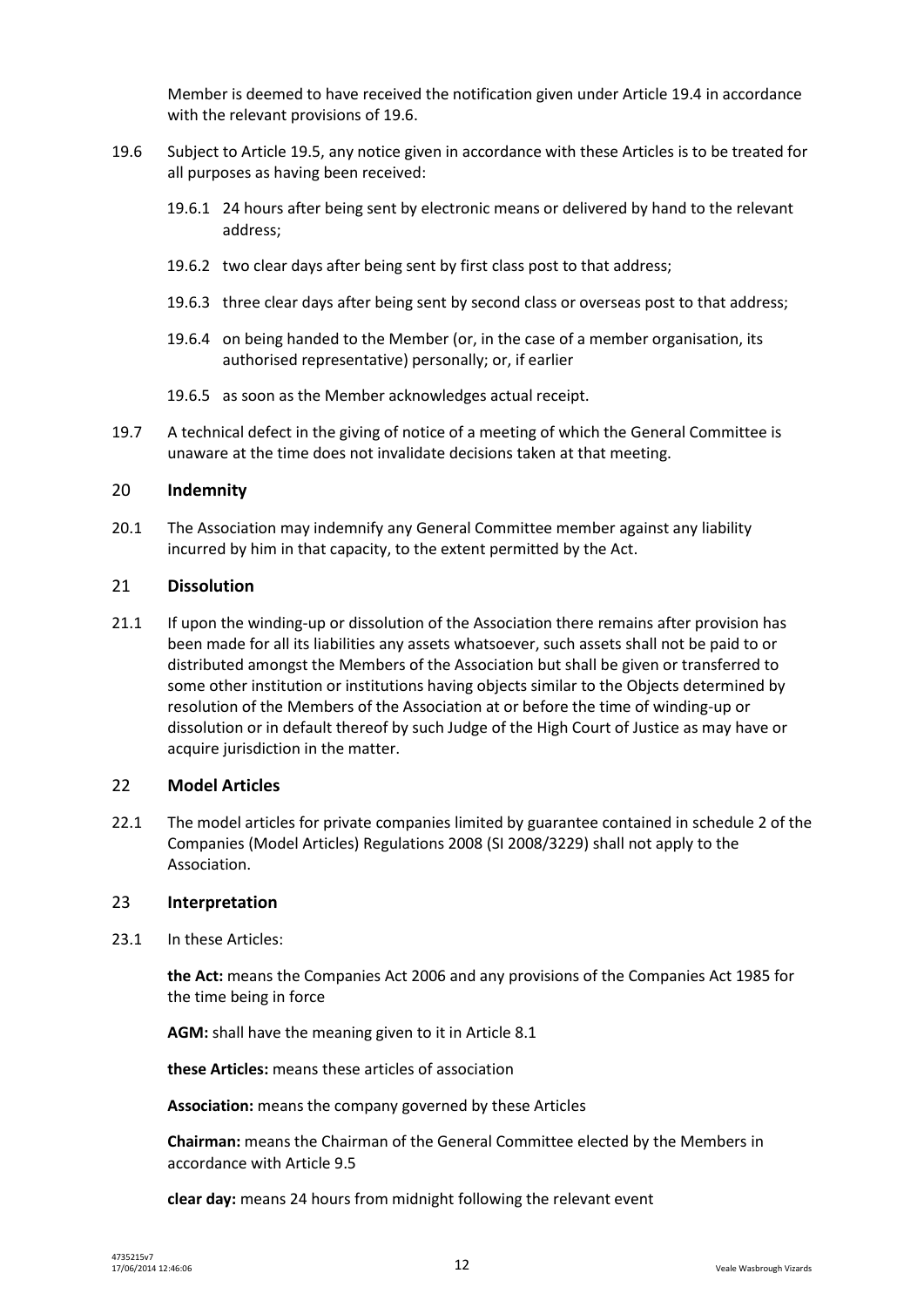Member is deemed to have received the notification given under Article 19.4 in accordance with the relevant provisions of 19.6.

19.6 Subject to Article 19.5, any notice given in accordance with these Articles is to be treated for all purposes as having been received:

19.6.1 24 hours after being sent by electronic means or delivered by hand to the relevant address;

19.6.2 two clear days after being sent by first class post to that address;

19.6.3 three clear days after being sent by second class or overseas post to that address;

19.6.4 on being handed to the Member (or, in the case of a member organisation, its authorised representative) personally; or, if earlier

19.6.5 as soon as the Member acknowledges actual receipt.

19.7 A technical defect in the giving of notice of a meeting of which the General Committee is unaware at the time does not invalidate decisions taken at that meeting.

## 20 Indemnity

20.1 The Association may indemnify any General Committee member against any liability incurred by him in that capacity, to the extent permitted by the Act.

## 21 Dissolution

21.1 If upon the winding-up or dissolution of the Association there remains after provision has been made for all its liabilities any assets whatsoever, such assets shall not be paid to or distributed amongst the Members of the Association but shall be given or transferred to some other institution or institutions having objects similar to the Objects determined by resolution of the Members of the Association at or before the time of winding-up or dissolution or in default thereof by such Judge of the High Court of Justice as may have or acquire jurisdiction in the matter.

## 22 Model Articles

22.1 The model articles for private companies limited by guarantee contained in schedule 2 of the Companies (Model Articles) Regulations 2008 (SI 2008/3229) shall not apply to the Association.

## 23 Interpretation

23.1 In these Articles:

**the Act:** means the Companies Act 2006 and any provisions of the Companies Act 1985 for the time being in force

**AGM:** shall have the meaning given to it in Article 8.1

**these Articles:** means these articles of association

**Association:** means the company governed by these Articles

**Chairman:** means the Chairman of the General Committee elected by the Members in accordance with Article 9.5

**clear day:** means 24 hours from midnight following the relevant event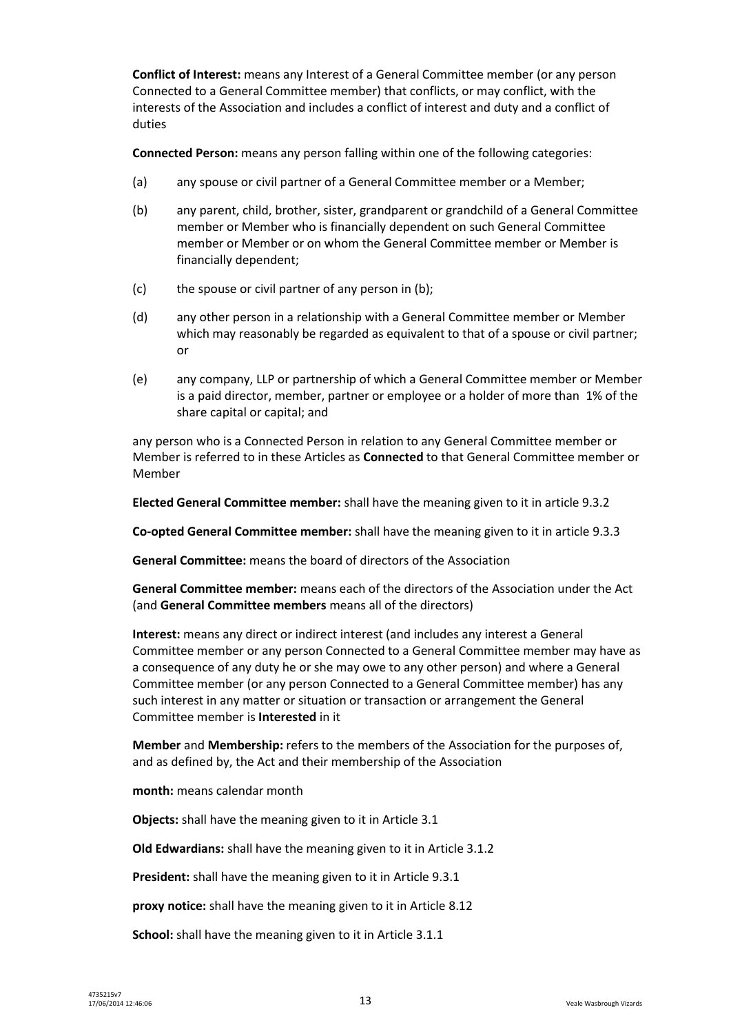**Conflict of Interest:** means any Interest of a General Committee member (or any person Connected to a General Committee member) that conflicts, or may conflict, with the interests of the Association and includes a conflict of interest and duty and a conflict of duties

**Connected Person:** means any person falling within one of the following categories:

(a) any spouse or civil partner of a General Committee member or a Member;

(b) any parent, child, brother, sister, grandparent or grandchild of a General Committee member or Member who is financially dependent on such General Committee member or Member or on whom the General Committee member or Member is financially dependent;

(c) the spouse or civil partner of any person in (b);

(d) any other person in a relationship with a General Committee member or Member which may reasonably be regarded as equivalent to that of a spouse or civil partner; or

(e) any company, LLP or partnership of which a General Committee member or Member is a paid director, member, partner or employee or a holder of more than 1% of the share capital or capital; and

any person who is a Connected Person in relation to any General Committee member or Member is referred to in these Articles as **Connected** to that General Committee member or Member

**Elected General Committee member:** shall have the meaning given to it in article 9.3.2

**Co-opted General Committee member:** shall have the meaning given to it in article 9.3.3

**General Committee:** means the board of directors of the Association

**General Committee member:** means each of the directors of the Association under the Act (and **General Committee members** means all of the directors)

**Interest:** means any direct or indirect interest (and includes any interest a General Committee member or any person Connected to a General Committee member may have as a consequence of any duty he or she may owe to any other person) and where a General Committee member (or any person Connected to a General Committee member) has any such interest in any matter or situation or transaction or arrangement the General Committee member is **Interested** in it

**Member** and **Membership:** refers to the members of the Association for the purposes of, and as defined by, the Act and their membership of the Association

**month:** means calendar month

**Objects:** shall have the meaning given to it in Article 3.1

**Old Edwardians:** shall have the meaning given to it in Article 3.1.2

**President:** shall have the meaning given to it in Article 9.3.1

**proxy notice:** shall have the meaning given to it in Article 8.12

**School:** shall have the meaning given to it in Article 3.1.1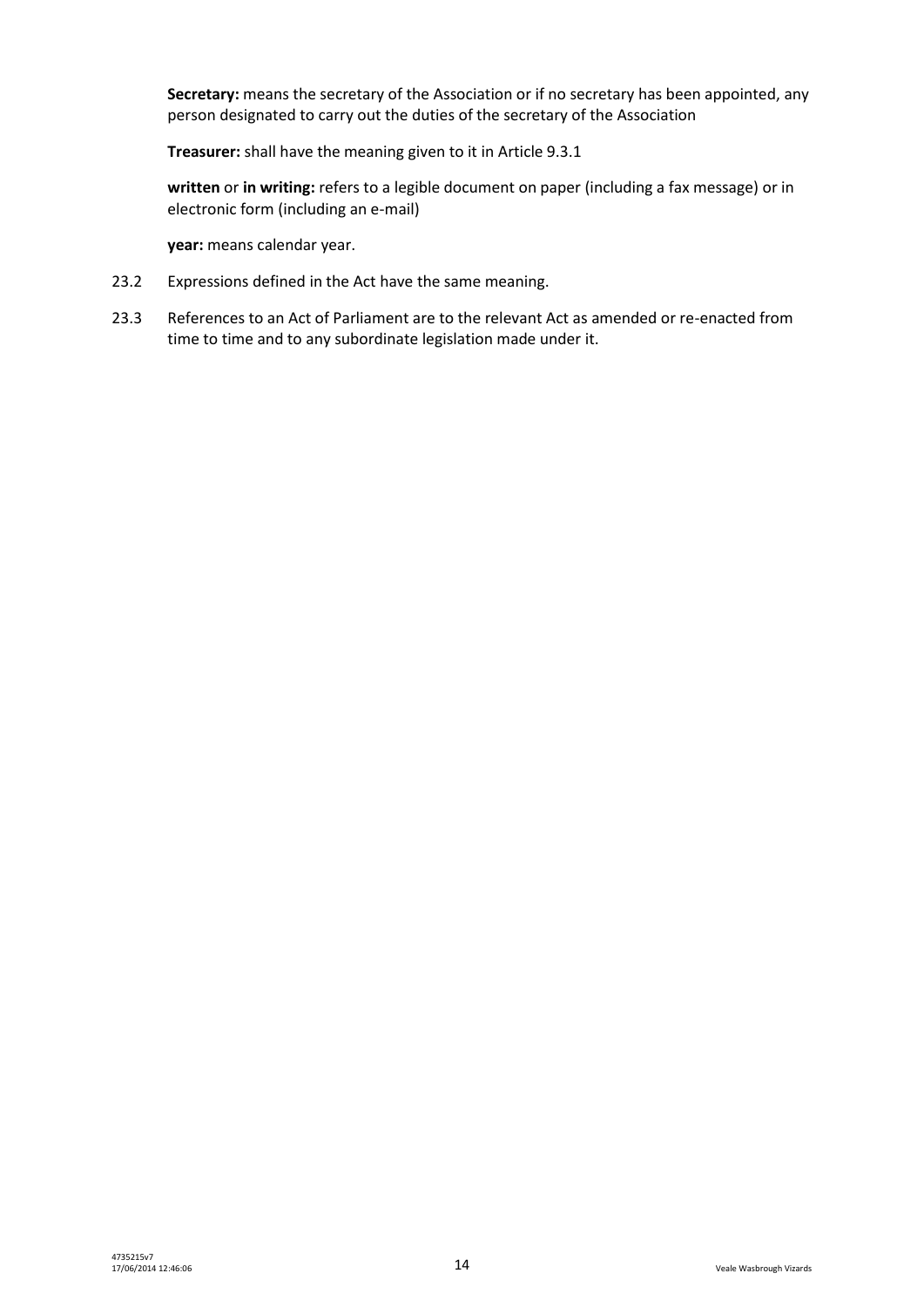**Secretary:** means the secretary of the Association or if no secretary has been appointed, any person designated to carry out the duties of the secretary of the Association

**Treasurer:** shall have the meaning given to it in Article 9.3.1

**written** or **in writing:** refers to a legible document on paper (including a fax message) or in electronic form (including an e-mail)

**year:** means calendar year.

23.2 Expressions defined in the Act have the same meaning.

23.3 References to an Act of Parliament are to the relevant Act as amended or re-enacted from time to time and to any subordinate legislation made under it.